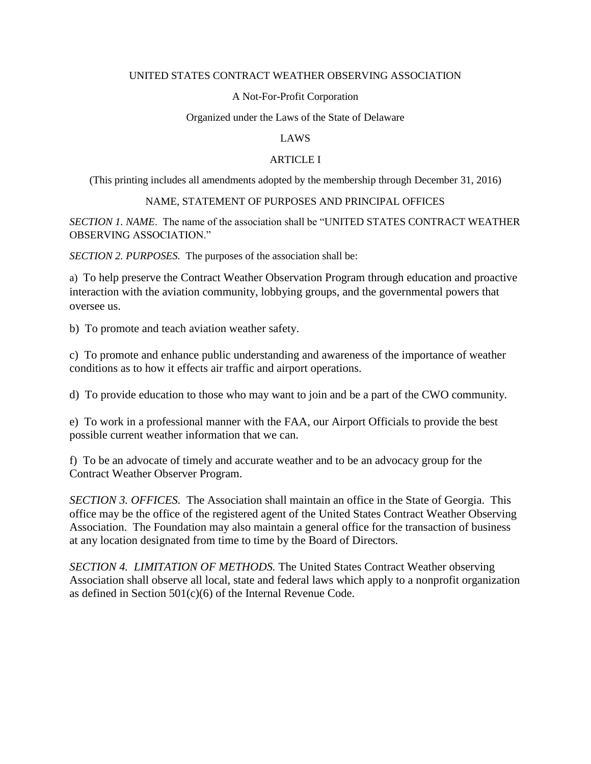UNITED STATES CONTRACT WEATHER OBSERVING ASSOCIATION

A Not-For-Profit Corporation

Organized under the Laws of the State of Delaware

LAWS

ARTICLE I

(This printing includes all amendments adopted by the membership through December 31, 2016)

NAME, STATEMENT OF PURPOSES AND PRINCIPAL OFFICES

*SECTION 1. NAME*. The name of the association shall be "UNITED STATES CONTRACT WEATHER OBSERVING ASSOCIATION."

*SECTION 2. PURPOSES.* The purposes of the association shall be:

a) To help preserve the Contract Weather Observation Program through education and proactive interaction with the aviation community, lobbying groups, and the governmental powers that oversee us.

b) To promote and teach aviation weather safety.

c) To promote and enhance public understanding and awareness of the importance of weather conditions as to how it effects air traffic and airport operations.

d) To provide education to those who may want to join and be a part of the CWO community.

e) To work in a professional manner with the FAA, our Airport Officials to provide the best possible current weather information that we can.

f) To be an advocate of timely and accurate weather and to be an advocacy group for the Contract Weather Observer Program.

*SECTION 3. OFFICES.* The Association shall maintain an office in the State of Georgia. This office may be the office of the registered agent of the United States Contract Weather Observing Association. The Foundation may also maintain a general office for the transaction of business at any location designated from time to time by the Board of Directors.

*SECTION 4. LIMITATION OF METHODS.* The United States Contract Weather observing Association shall observe all local, state and federal laws which apply to a nonprofit organization as defined in Section 501(c)(6) of the Internal Revenue Code.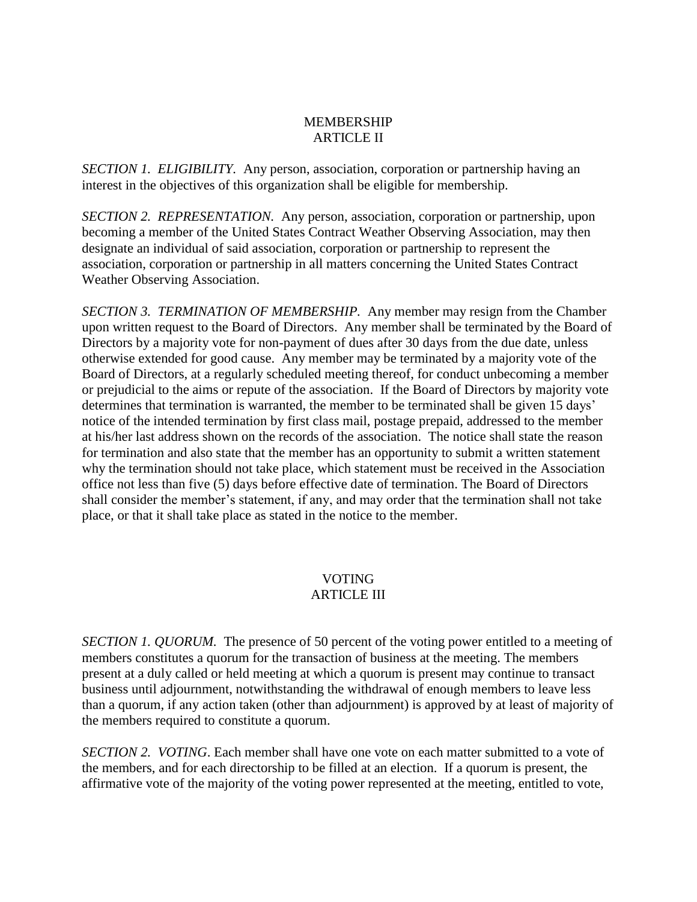## MEMBERSHIP
## ARTICLE II

*SECTION 1. ELIGIBILITY.* Any person, association, corporation or partnership having an interest in the objectives of this organization shall be eligible for membership.

*SECTION 2. REPRESENTATION.* Any person, association, corporation or partnership, upon becoming a member of the United States Contract Weather Observing Association, may then designate an individual of said association, corporation or partnership to represent the association, corporation or partnership in all matters concerning the United States Contract Weather Observing Association.

*SECTION 3. TERMINATION OF MEMBERSHIP.* Any member may resign from the Chamber upon written request to the Board of Directors. Any member shall be terminated by the Board of Directors by a majority vote for non-payment of dues after 30 days from the due date, unless otherwise extended for good cause. Any member may be terminated by a majority vote of the Board of Directors, at a regularly scheduled meeting thereof, for conduct unbecoming a member or prejudicial to the aims or repute of the association. If the Board of Directors by majority vote determines that termination is warranted, the member to be terminated shall be given 15 days' notice of the intended termination by first class mail, postage prepaid, addressed to the member at his/her last address shown on the records of the association. The notice shall state the reason for termination and also state that the member has an opportunity to submit a written statement why the termination should not take place, which statement must be received in the Association office not less than five (5) days before effective date of termination. The Board of Directors shall consider the member's statement, if any, and may order that the termination shall not take place, or that it shall take place as stated in the notice to the member.

## VOTING
## ARTICLE III

*SECTION 1. QUORUM.* The presence of 50 percent of the voting power entitled to a meeting of members constitutes a quorum for the transaction of business at the meeting. The members present at a duly called or held meeting at which a quorum is present may continue to transact business until adjournment, notwithstanding the withdrawal of enough members to leave less than a quorum, if any action taken (other than adjournment) is approved by at least of majority of the members required to constitute a quorum.

*SECTION 2. VOTING*. Each member shall have one vote on each matter submitted to a vote of the members, and for each directorship to be filled at an election. If a quorum is present, the affirmative vote of the majority of the voting power represented at the meeting, entitled to vote,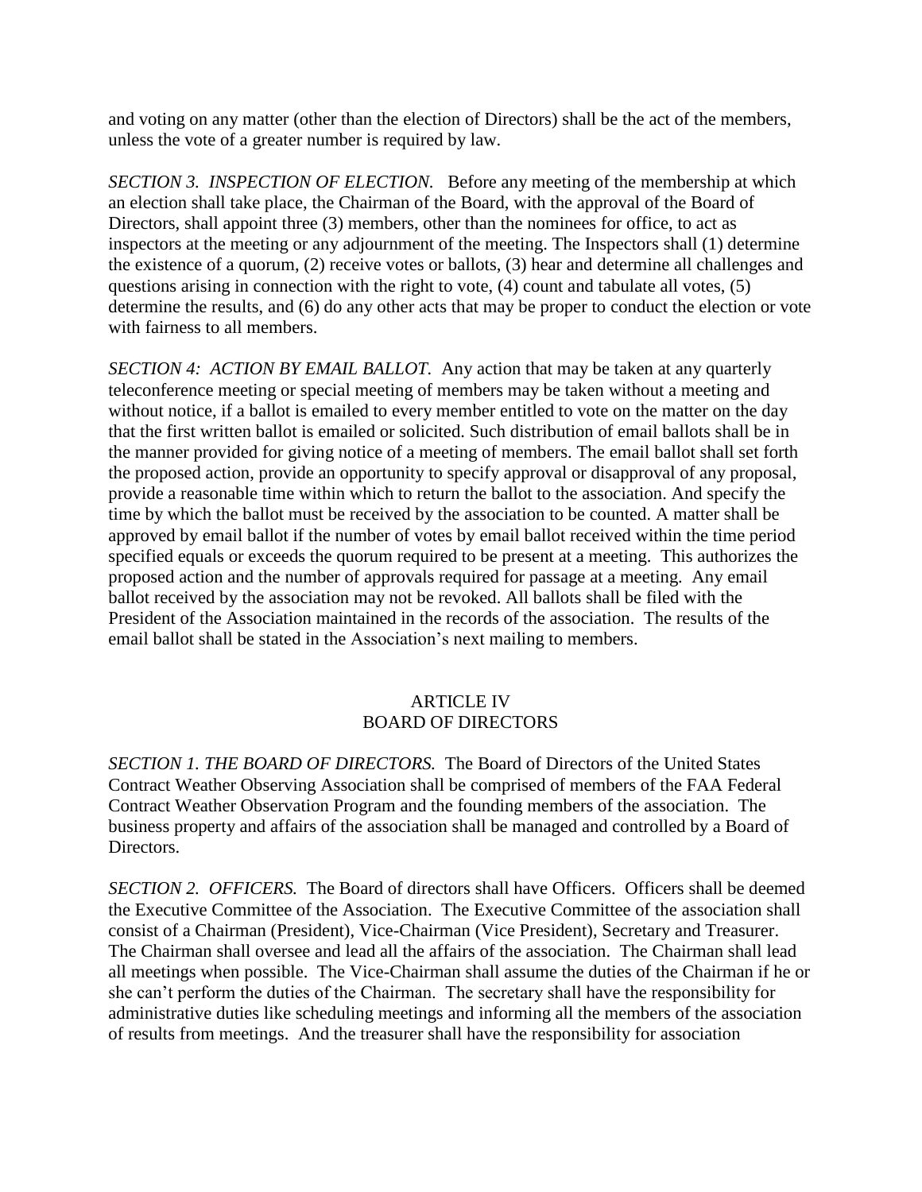and voting on any matter (other than the election of Directors) shall be the act of the members, unless the vote of a greater number is required by law.

*SECTION 3. INSPECTION OF ELECTION.* Before any meeting of the membership at which an election shall take place, the Chairman of the Board, with the approval of the Board of Directors, shall appoint three (3) members, other than the nominees for office, to act as inspectors at the meeting or any adjournment of the meeting. The Inspectors shall (1) determine the existence of a quorum, (2) receive votes or ballots, (3) hear and determine all challenges and questions arising in connection with the right to vote, (4) count and tabulate all votes, (5) determine the results, and (6) do any other acts that may be proper to conduct the election or vote with fairness to all members.

*SECTION 4: ACTION BY EMAIL BALLOT.* Any action that may be taken at any quarterly teleconference meeting or special meeting of members may be taken without a meeting and without notice, if a ballot is emailed to every member entitled to vote on the matter on the day that the first written ballot is emailed or solicited. Such distribution of email ballots shall be in the manner provided for giving notice of a meeting of members. The email ballot shall set forth the proposed action, provide an opportunity to specify approval or disapproval of any proposal, provide a reasonable time within which to return the ballot to the association. And specify the time by which the ballot must be received by the association to be counted. A matter shall be approved by email ballot if the number of votes by email ballot received within the time period specified equals or exceeds the quorum required to be present at a meeting. This authorizes the proposed action and the number of approvals required for passage at a meeting. Any email ballot received by the association may not be revoked. All ballots shall be filed with the President of the Association maintained in the records of the association. The results of the email ballot shall be stated in the Association's next mailing to members.

## ARTICLE IV
## BOARD OF DIRECTORS

*SECTION 1. THE BOARD OF DIRECTORS.* The Board of Directors of the United States Contract Weather Observing Association shall be comprised of members of the FAA Federal Contract Weather Observation Program and the founding members of the association. The business property and affairs of the association shall be managed and controlled by a Board of Directors.

*SECTION 2. OFFICERS.* The Board of directors shall have Officers. Officers shall be deemed the Executive Committee of the Association. The Executive Committee of the association shall consist of a Chairman (President), Vice-Chairman (Vice President), Secretary and Treasurer. The Chairman shall oversee and lead all the affairs of the association. The Chairman shall lead all meetings when possible. The Vice-Chairman shall assume the duties of the Chairman if he or she can't perform the duties of the Chairman. The secretary shall have the responsibility for administrative duties like scheduling meetings and informing all the members of the association of results from meetings. And the treasurer shall have the responsibility for association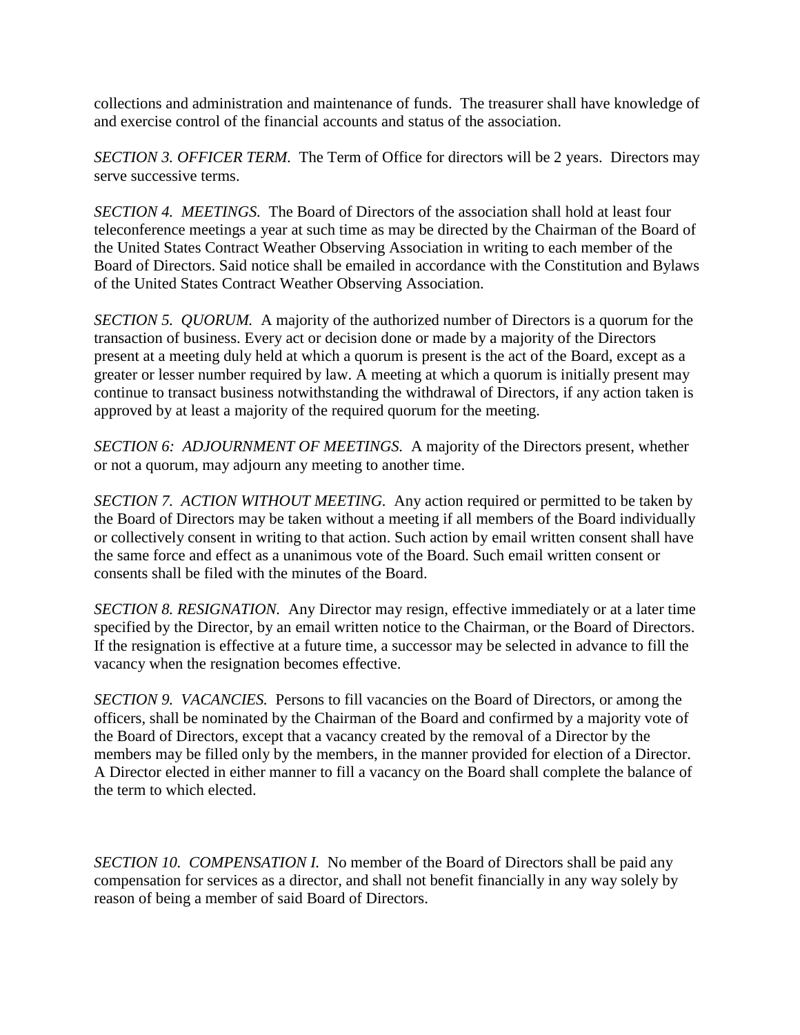collections and administration and maintenance of funds. The treasurer shall have knowledge of and exercise control of the financial accounts and status of the association.

*SECTION 3. OFFICER TERM.* The Term of Office for directors will be 2 years. Directors may serve successive terms.

*SECTION 4. MEETINGS.* The Board of Directors of the association shall hold at least four teleconference meetings a year at such time as may be directed by the Chairman of the Board of the United States Contract Weather Observing Association in writing to each member of the Board of Directors. Said notice shall be emailed in accordance with the Constitution and Bylaws of the United States Contract Weather Observing Association.

*SECTION 5. QUORUM.* A majority of the authorized number of Directors is a quorum for the transaction of business. Every act or decision done or made by a majority of the Directors present at a meeting duly held at which a quorum is present is the act of the Board, except as a greater or lesser number required by law. A meeting at which a quorum is initially present may continue to transact business notwithstanding the withdrawal of Directors, if any action taken is approved by at least a majority of the required quorum for the meeting.

*SECTION 6: ADJOURNMENT OF MEETINGS.* A majority of the Directors present, whether or not a quorum, may adjourn any meeting to another time.

*SECTION 7. ACTION WITHOUT MEETING.* Any action required or permitted to be taken by the Board of Directors may be taken without a meeting if all members of the Board individually or collectively consent in writing to that action. Such action by email written consent shall have the same force and effect as a unanimous vote of the Board. Such email written consent or consents shall be filed with the minutes of the Board.

*SECTION 8. RESIGNATION.* Any Director may resign, effective immediately or at a later time specified by the Director, by an email written notice to the Chairman, or the Board of Directors. If the resignation is effective at a future time, a successor may be selected in advance to fill the vacancy when the resignation becomes effective.

*SECTION 9. VACANCIES.* Persons to fill vacancies on the Board of Directors, or among the officers, shall be nominated by the Chairman of the Board and confirmed by a majority vote of the Board of Directors, except that a vacancy created by the removal of a Director by the members may be filled only by the members, in the manner provided for election of a Director. A Director elected in either manner to fill a vacancy on the Board shall complete the balance of the term to which elected.

*SECTION 10. COMPENSATION I.* No member of the Board of Directors shall be paid any compensation for services as a director, and shall not benefit financially in any way solely by reason of being a member of said Board of Directors.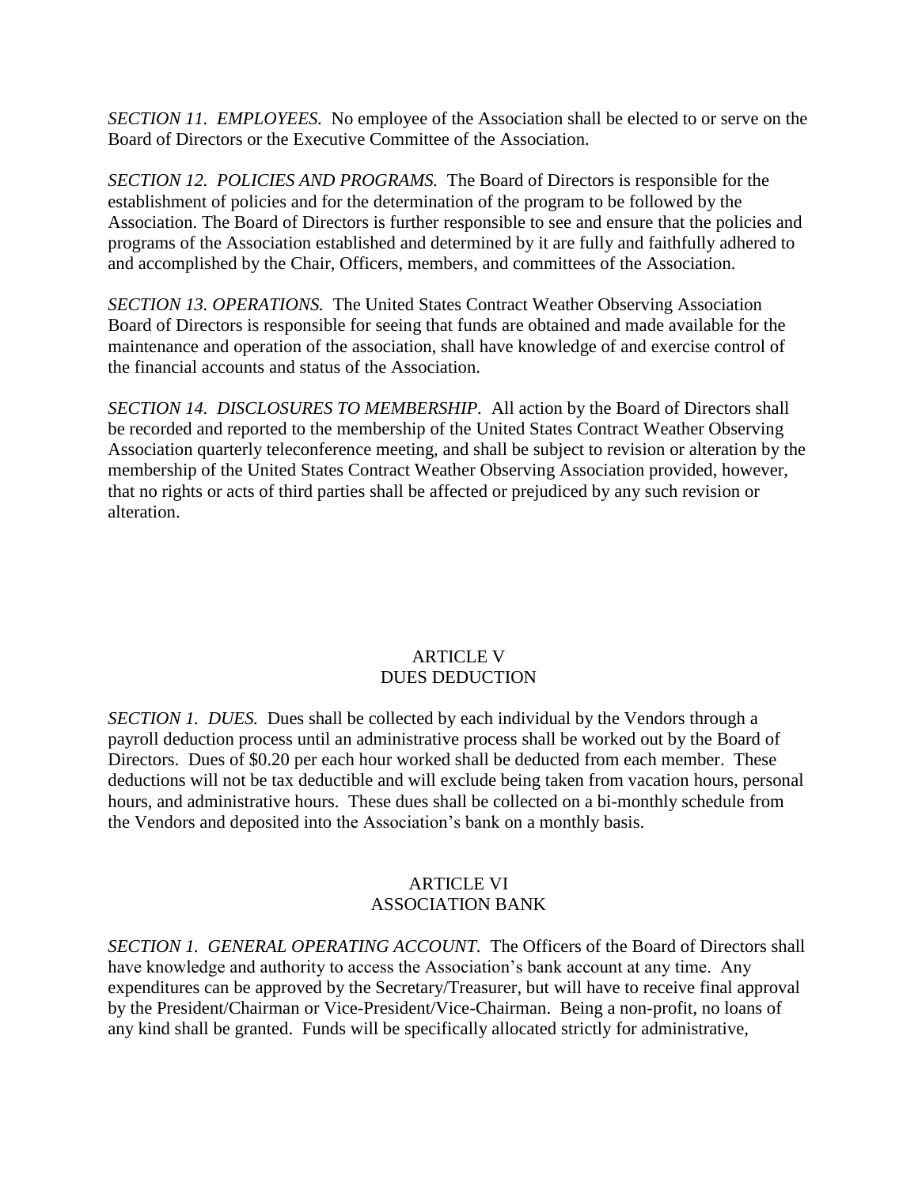*SECTION 11. EMPLOYEES.* No employee of the Association shall be elected to or serve on the Board of Directors or the Executive Committee of the Association.

*SECTION 12. POLICIES AND PROGRAMS.* The Board of Directors is responsible for the establishment of policies and for the determination of the program to be followed by the Association. The Board of Directors is further responsible to see and ensure that the policies and programs of the Association established and determined by it are fully and faithfully adhered to and accomplished by the Chair, Officers, members, and committees of the Association.

*SECTION 13. OPERATIONS.* The United States Contract Weather Observing Association Board of Directors is responsible for seeing that funds are obtained and made available for the maintenance and operation of the association, shall have knowledge of and exercise control of the financial accounts and status of the Association.

*SECTION 14. DISCLOSURES TO MEMBERSHIP.* All action by the Board of Directors shall be recorded and reported to the membership of the United States Contract Weather Observing Association quarterly teleconference meeting, and shall be subject to revision or alteration by the membership of the United States Contract Weather Observing Association provided, however, that no rights or acts of third parties shall be affected or prejudiced by any such revision or alteration.

## ARTICLE V
## DUES DEDUCTION

*SECTION 1. DUES.* Dues shall be collected by each individual by the Vendors through a payroll deduction process until an administrative process shall be worked out by the Board of Directors. Dues of $0.20 per each hour worked shall be deducted from each member. These deductions will not be tax deductible and will exclude being taken from vacation hours, personal hours, and administrative hours. These dues shall be collected on a bi-monthly schedule from the Vendors and deposited into the Association's bank on a monthly basis.

## ARTICLE VI
## ASSOCIATION BANK

*SECTION 1. GENERAL OPERATING ACCOUNT.* The Officers of the Board of Directors shall have knowledge and authority to access the Association's bank account at any time. Any expenditures can be approved by the Secretary/Treasurer, but will have to receive final approval by the President/Chairman or Vice-President/Vice-Chairman. Being a non-profit, no loans of any kind shall be granted. Funds will be specifically allocated strictly for administrative,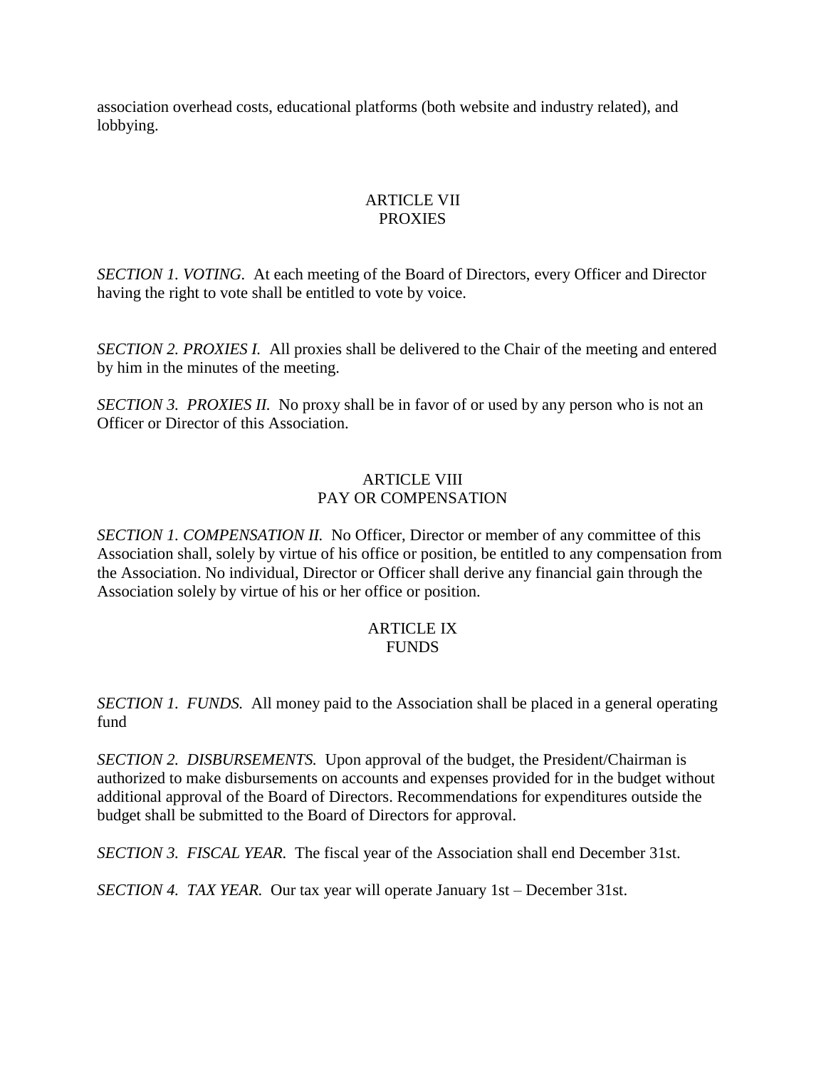association overhead costs, educational platforms (both website and industry related), and lobbying.

## ARTICLE VII
## PROXIES

*SECTION 1. VOTING.* At each meeting of the Board of Directors, every Officer and Director having the right to vote shall be entitled to vote by voice.

*SECTION 2. PROXIES I.* All proxies shall be delivered to the Chair of the meeting and entered by him in the minutes of the meeting.

*SECTION 3. PROXIES II.* No proxy shall be in favor of or used by any person who is not an Officer or Director of this Association.

## ARTICLE VIII
## PAY OR COMPENSATION

*SECTION 1. COMPENSATION II.* No Officer, Director or member of any committee of this Association shall, solely by virtue of his office or position, be entitled to any compensation from the Association. No individual, Director or Officer shall derive any financial gain through the Association solely by virtue of his or her office or position.

## ARTICLE IX
## FUNDS

*SECTION 1. FUNDS.* All money paid to the Association shall be placed in a general operating fund

*SECTION 2. DISBURSEMENTS.* Upon approval of the budget, the President/Chairman is authorized to make disbursements on accounts and expenses provided for in the budget without additional approval of the Board of Directors. Recommendations for expenditures outside the budget shall be submitted to the Board of Directors for approval.

*SECTION 3. FISCAL YEAR.* The fiscal year of the Association shall end December 31st.

*SECTION 4. TAX YEAR.* Our tax year will operate January 1st – December 31st.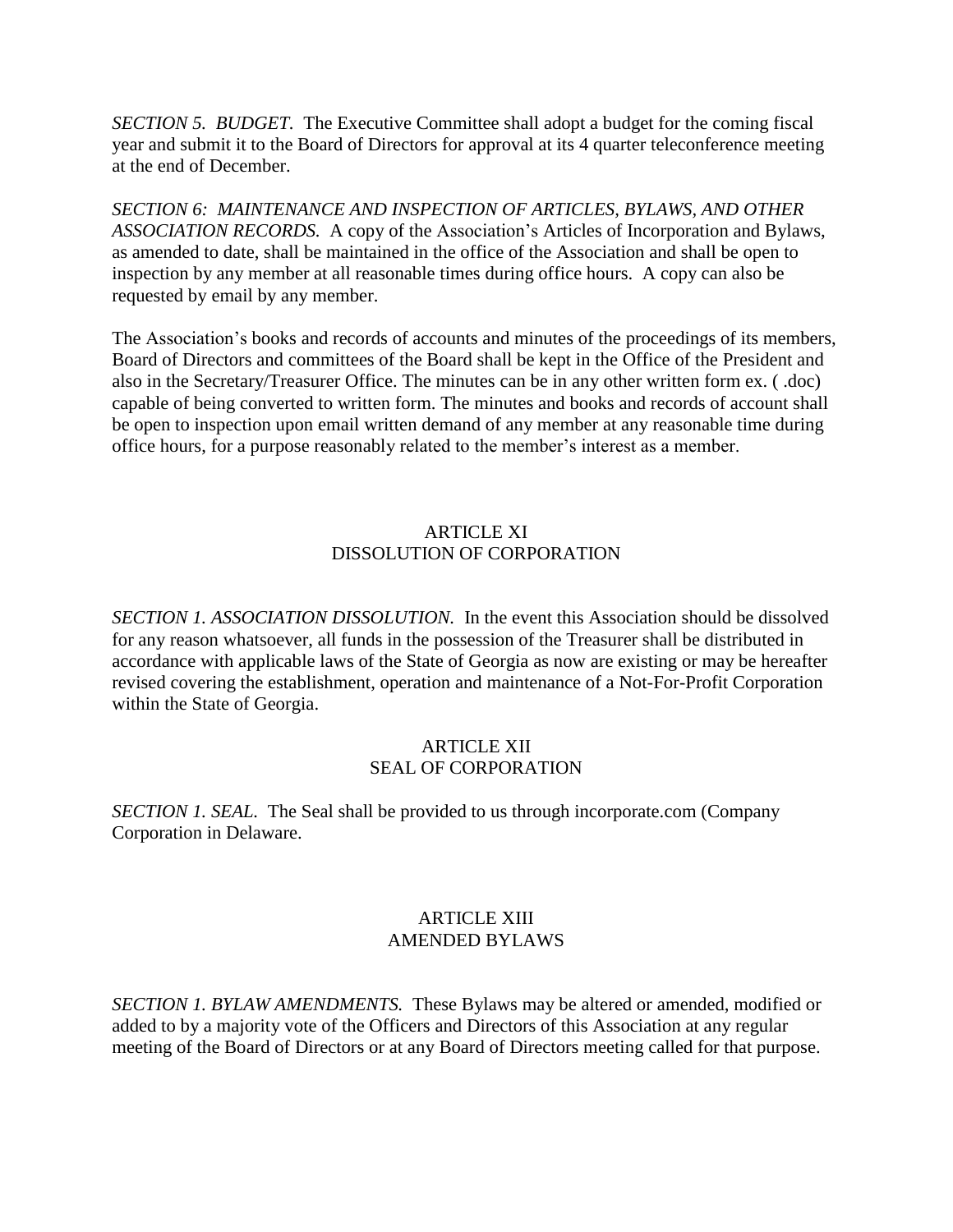*SECTION 5. BUDGET.* The Executive Committee shall adopt a budget for the coming fiscal year and submit it to the Board of Directors for approval at its 4 quarter teleconference meeting at the end of December.

*SECTION 6: MAINTENANCE AND INSPECTION OF ARTICLES, BYLAWS, AND OTHER ASSOCIATION RECORDS.* A copy of the Association's Articles of Incorporation and Bylaws, as amended to date, shall be maintained in the office of the Association and shall be open to inspection by any member at all reasonable times during office hours. A copy can also be requested by email by any member.

The Association's books and records of accounts and minutes of the proceedings of its members, Board of Directors and committees of the Board shall be kept in the Office of the President and also in the Secretary/Treasurer Office. The minutes can be in any other written form ex. ( .doc) capable of being converted to written form. The minutes and books and records of account shall be open to inspection upon email written demand of any member at any reasonable time during office hours, for a purpose reasonably related to the member's interest as a member.

## ARTICLE XI
## DISSOLUTION OF CORPORATION

*SECTION 1. ASSOCIATION DISSOLUTION.* In the event this Association should be dissolved for any reason whatsoever, all funds in the possession of the Treasurer shall be distributed in accordance with applicable laws of the State of Georgia as now are existing or may be hereafter revised covering the establishment, operation and maintenance of a Not-For-Profit Corporation within the State of Georgia.

## ARTICLE XII
## SEAL OF CORPORATION

*SECTION 1. SEAL.* The Seal shall be provided to us through incorporate.com (Company Corporation in Delaware.

## ARTICLE XIII
## AMENDED BYLAWS

*SECTION 1. BYLAW AMENDMENTS.* These Bylaws may be altered or amended, modified or added to by a majority vote of the Officers and Directors of this Association at any regular meeting of the Board of Directors or at any Board of Directors meeting called for that purpose.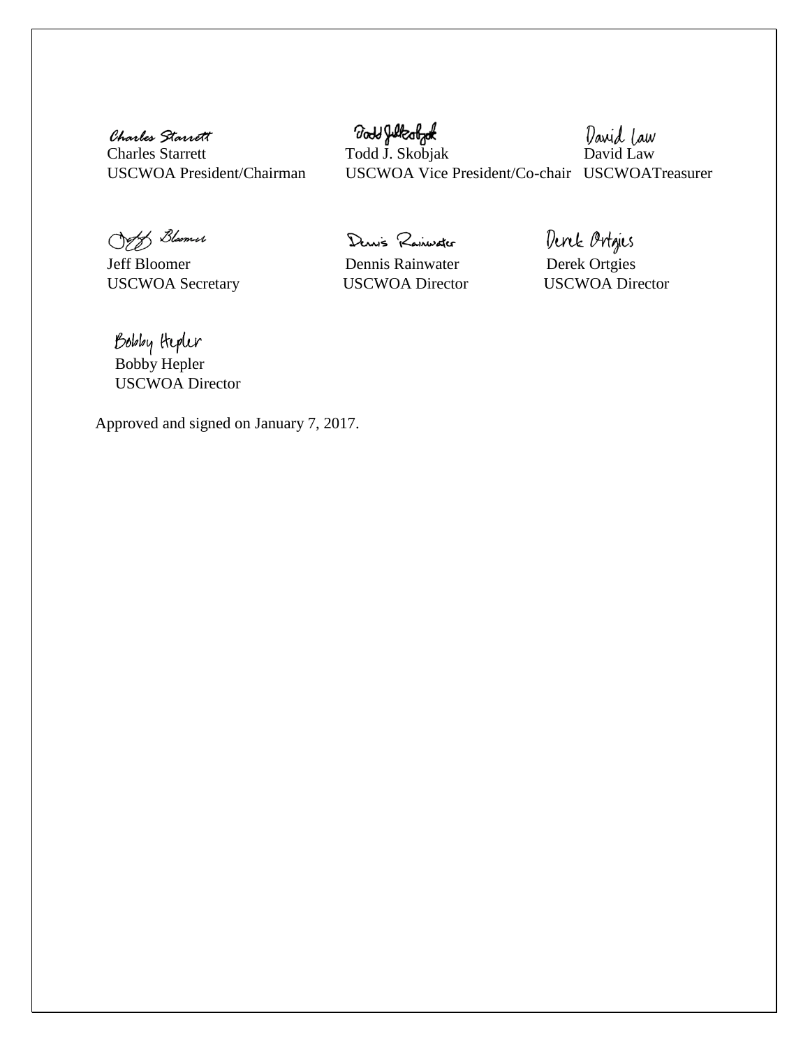*Charles Starrett*
Charles Starrett
USCWOA President/Chairman

*Todd J. Skobjak*
Todd J. Skobjak
USCWOA Vice President/Co-chair

*David Law*
David Law
USCWOATreasurer

*Jeff Bloomer*
Jeff Bloomer
USCWOA Secretary

*Dennis Rainwater*
Dennis Rainwater
USCWOA Director

*Derek Ortgies*
Derek Ortgies
USCWOA Director

*Bobby Hepler*
Bobby Hepler
USCWOA Director

Approved and signed on January 7, 2017.